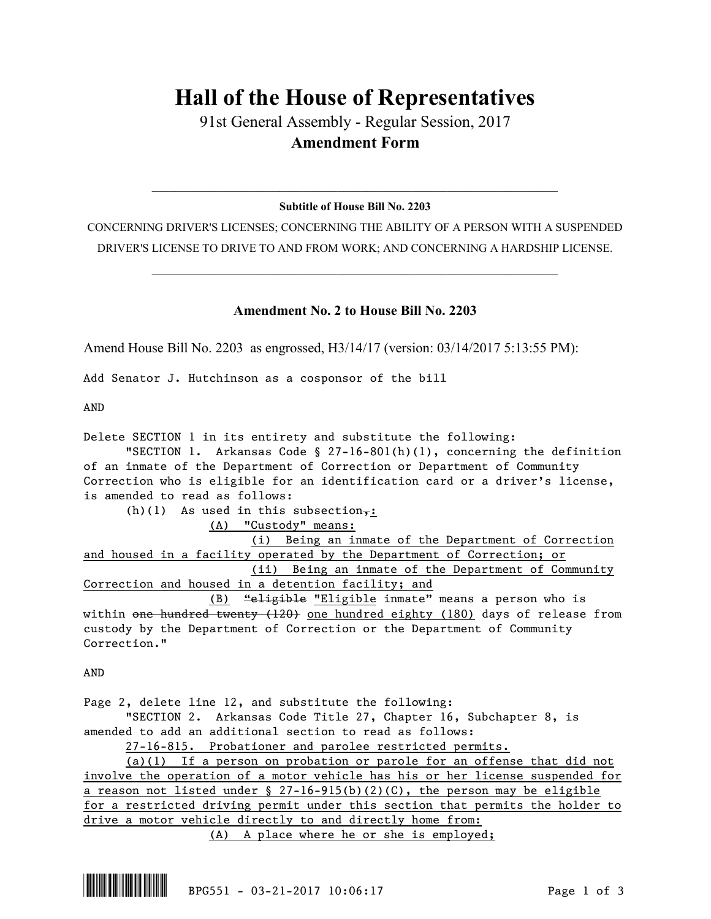# Hall of the House of Representatives

91st General Assembly - Regular Session, 2017

**Amendment Form**

---

**Subtitle of House Bill No. 2203**

CONCERNING DRIVER'S LICENSES; CONCERNING THE ABILITY OF A PERSON WITH A SUSPENDED DRIVER'S LICENSE TO DRIVE TO AND FROM WORK; AND CONCERNING A HARDSHIP LICENSE.

---

## Amendment No. 2 to House Bill No. 2203

Amend House Bill No. 2203 as engrossed, H3/14/17 (version: 03/14/2017 5:13:55 PM):

Add Senator J. Hutchinson as a cosponsor of the bill

AND

Delete SECTION 1 in its entirety and substitute the following:

"SECTION 1. Arkansas Code § 27-16-801(h)(1), concerning the definition of an inmate of the Department of Correction or Department of Community Correction who is eligible for an identification card or a driver's license, is amended to read as follows:

(h)(1) As used in this subsection~~,~~<u>:</u>

<u>(A) "Custody" means:</u>

<u>(i) Being an inmate of the Department of Correction and housed in a facility operated by the Department of Correction; or</u>

<u>(ii) Being an inmate of the Department of Community Correction and housed in a detention facility; and</u>

<u>(B)</u> ~~"eligible~~ <u>"Eligible</u> inmate" means a person who is within ~~one hundred twenty (120)~~ <u>one hundred eighty (180)</u> days of release from custody by the Department of Correction or the Department of Community Correction."

AND

Page 2, delete line 12, and substitute the following:

"SECTION 2. Arkansas Code Title 27, Chapter 16, Subchapter 8, is amended to add an additional section to read as follows:

<u>27-16-815. Probationer and parolee restricted permits.</u>

<u>(a)(1) If a person on probation or parole for an offense that did not involve the operation of a motor vehicle has his or her license suspended for a reason not listed under § 27-16-915(b)(2)(C), the person may be eligible for a restricted driving permit under this section that permits the holder to drive a motor vehicle directly to and directly home from:</u>

<u>(A) A place where he or she is employed;</u>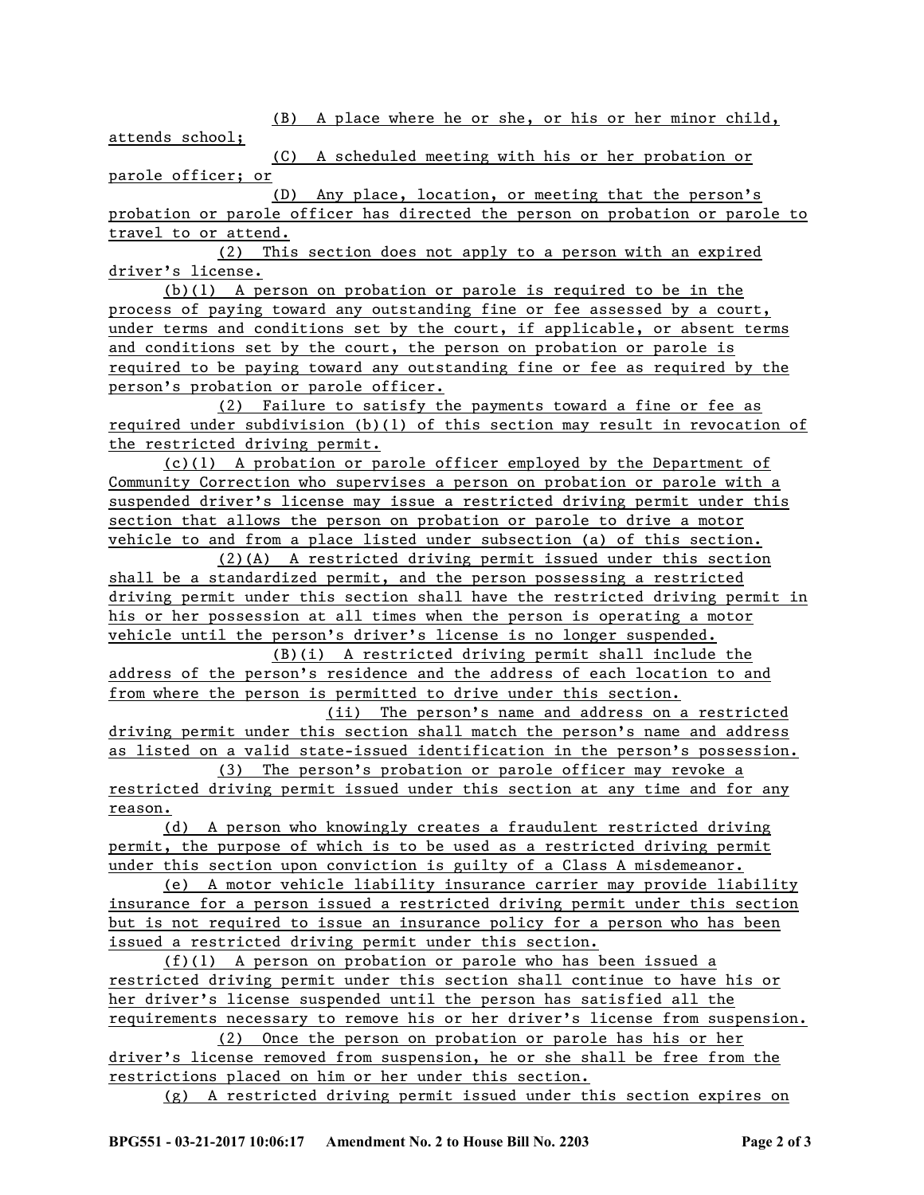(B) A place where he or she, or his or her minor child, attends school;

(C) A scheduled meeting with his or her probation or parole officer; or

(D) Any place, location, or meeting that the person's probation or parole officer has directed the person on probation or parole to travel to or attend.

(2) This section does not apply to a person with an expired driver's license.

(b)(1) A person on probation or parole is required to be in the process of paying toward any outstanding fine or fee assessed by a court, under terms and conditions set by the court, if applicable, or absent terms and conditions set by the court, the person on probation or parole is required to be paying toward any outstanding fine or fee as required by the person's probation or parole officer.

(2) Failure to satisfy the payments toward a fine or fee as required under subdivision (b)(1) of this section may result in revocation of the restricted driving permit.

(c)(1) A probation or parole officer employed by the Department of Community Correction who supervises a person on probation or parole with a suspended driver's license may issue a restricted driving permit under this section that allows the person on probation or parole to drive a motor vehicle to and from a place listed under subsection (a) of this section.

(2)(A) A restricted driving permit issued under this section shall be a standardized permit, and the person possessing a restricted driving permit under this section shall have the restricted driving permit in his or her possession at all times when the person is operating a motor vehicle until the person's driver's license is no longer suspended.

(B)(i) A restricted driving permit shall include the address of the person's residence and the address of each location to and from where the person is permitted to drive under this section.

(ii) The person's name and address on a restricted driving permit under this section shall match the person's name and address as listed on a valid state-issued identification in the person's possession.

(3) The person's probation or parole officer may revoke a restricted driving permit issued under this section at any time and for any reason.

(d) A person who knowingly creates a fraudulent restricted driving permit, the purpose of which is to be used as a restricted driving permit under this section upon conviction is guilty of a Class A misdemeanor.

(e) A motor vehicle liability insurance carrier may provide liability insurance for a person issued a restricted driving permit under this section but is not required to issue an insurance policy for a person who has been issued a restricted driving permit under this section.

(f)(1) A person on probation or parole who has been issued a restricted driving permit under this section shall continue to have his or her driver's license suspended until the person has satisfied all the requirements necessary to remove his or her driver's license from suspension.

(2) Once the person on probation or parole has his or her driver's license removed from suspension, he or she shall be free from the restrictions placed on him or her under this section.

(g) A restricted driving permit issued under this section expires on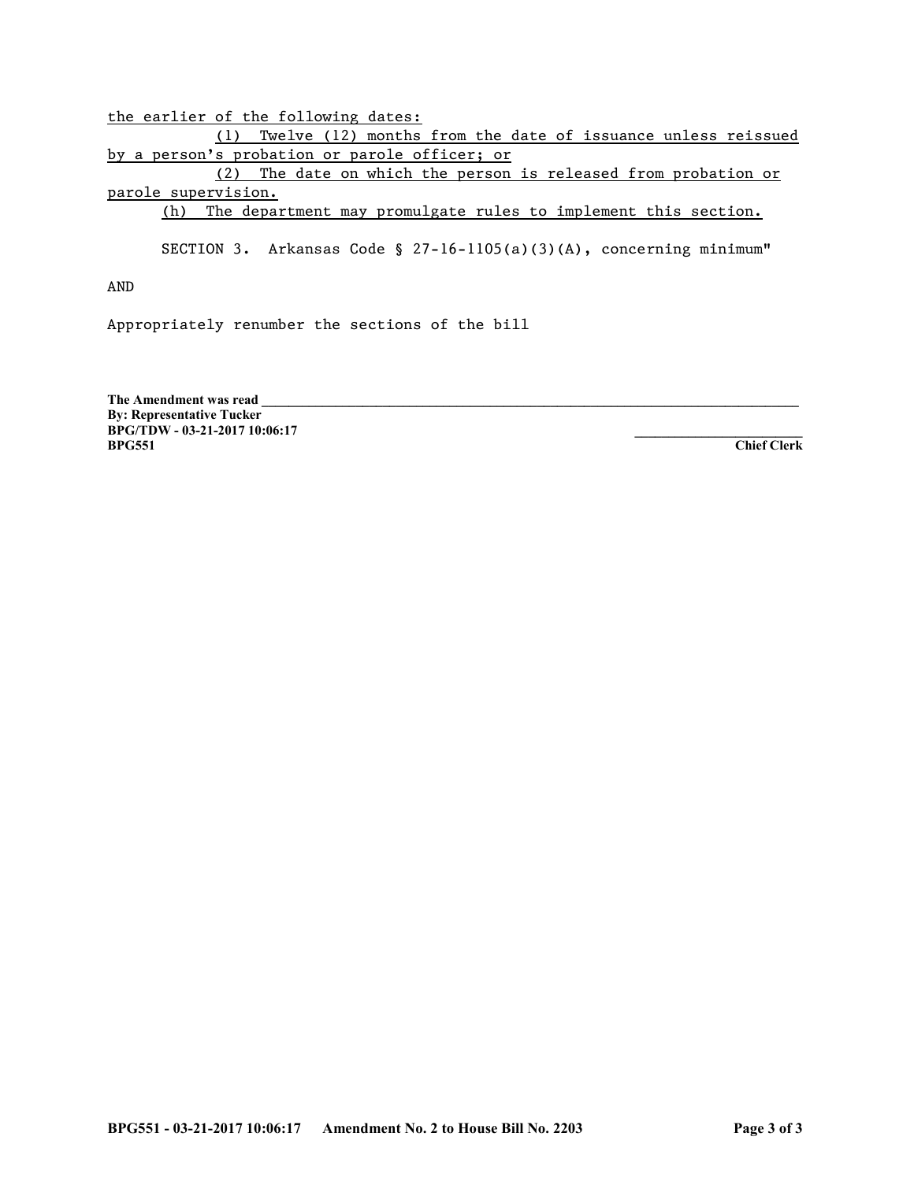the earlier of the following dates:

(1) Twelve (12) months from the date of issuance unless reissued by a person's probation or parole officer; or

(2) The date on which the person is released from probation or parole supervision.

(h) The department may promulgate rules to implement this section.

SECTION 3. Arkansas Code § 27-16-1105(a)(3)(A), concerning minimum"

AND

Appropriately renumber the sections of the bill

**The Amendment was read** _______________________________________________

**By: Representative Tucker**

**BPG/TDW - 03-21-2017 10:06:17**

**BPG551**

_______________________

**Chief Clerk**